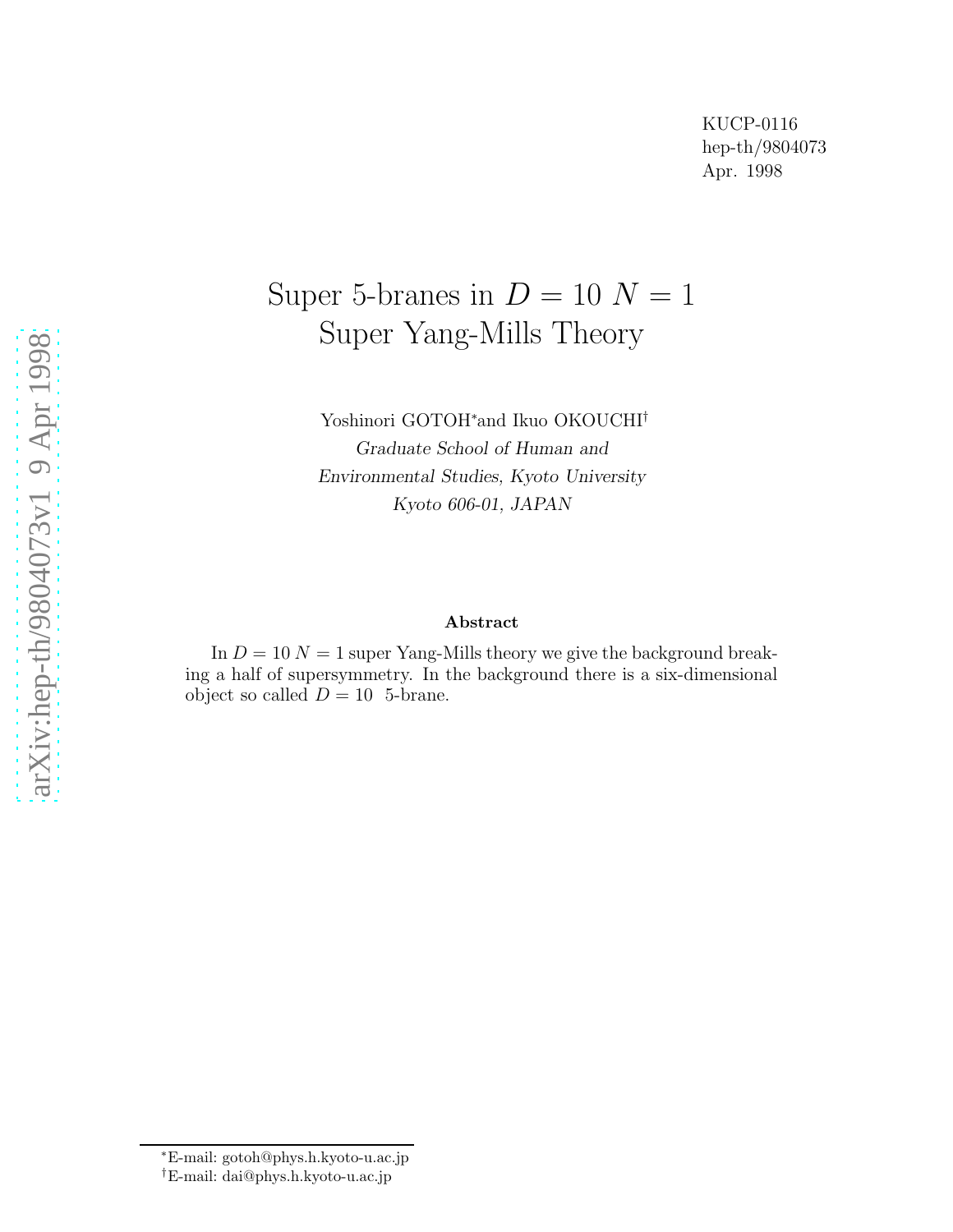KUCP-0116
hep-th/9804073
Apr. 1998

# Super 5-branes in $D = 10$ $N = 1$ Super Yang-Mills Theory

Yoshinori GOTOH[*] and Ikuo OKOUCHI[†]

*Graduate School of Human and*
*Environmental Studies, Kyoto University*
*Kyoto 606-01, JAPAN*

**Abstract**

In $D = 10$ $N = 1$ super Yang-Mills theory we give the background breaking a half of supersymmetry. In the background there is a six-dimensional object so called $D = 10$ 5-brane.

[*]E-mail: gotoh@phys.h.kyoto-u.ac.jp
[†]E-mail: dai@phys.h.kyoto-u.ac.jp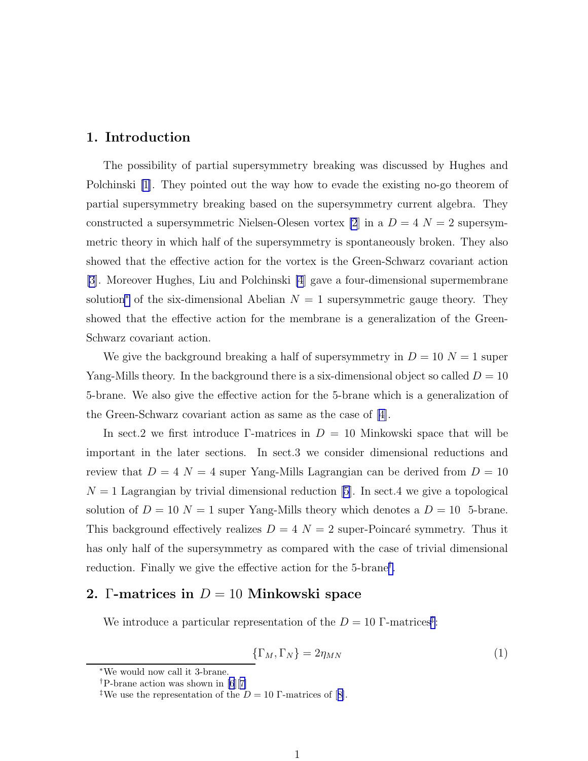## 1. Introduction

The possibility of partial supersymmetry breaking was discussed by Hughes and Polchinski [1]. They pointed out the way how to evade the existing no-go theorem of partial supersymmetry breaking based on the supersymmetry current algebra. They constructed a supersymmetric Nielsen-Olesen vortex [2] in a $D = 4$ $N = 2$ supersymmetric theory in which half of the supersymmetry is spontaneously broken. They also showed that the effective action for the vortex is the Green-Schwarz covariant action [3]. Moreover Hughes, Liu and Polchinski [4] gave a four-dimensional supermembrane solution[*] of the six-dimensional Abelian $N = 1$ supersymmetric gauge theory. They showed that the effective action for the membrane is a generalization of the Green-Schwarz covariant action.

We give the background breaking a half of supersymmetry in $D = 10$ $N = 1$ super Yang-Mills theory. In the background there is a six-dimensional object so called $D = 10$ 5-brane. We also give the effective action for the 5-brane which is a generalization of the Green-Schwarz covariant action as same as the case of [4].

In sect.2 we first introduce Γ-matrices in $D = 10$ Minkowski space that will be important in the later sections. In sect.3 we consider dimensional reductions and review that $D = 4$ $N = 4$ super Yang-Mills Lagrangian can be derived from $D = 10$ $N = 1$ Lagrangian by trivial dimensional reduction [5]. In sect.4 we give a topological solution of $D = 10$ $N = 1$ super Yang-Mills theory which denotes a $D = 10$ 5-brane. This background effectively realizes $D = 4$ $N = 2$ super-Poincaré symmetry. Thus it has only half of the supersymmetry as compared with the case of trivial dimensional reduction. Finally we give the effective action for the 5-brane[†].

## 2. Γ-matrices in $D = 10$ Minkowski space

We introduce a particular representation of the $D = 10$ Γ-matrices[‡]:

$$\{\Gamma_M, \Gamma_N\} = 2\eta_{MN} \tag{1}$$

[*] We would now call it 3-brane.

[†] P-brane action was shown in [6][7].

[‡] We use the representation of the $D = 10$ Γ-matrices of [8].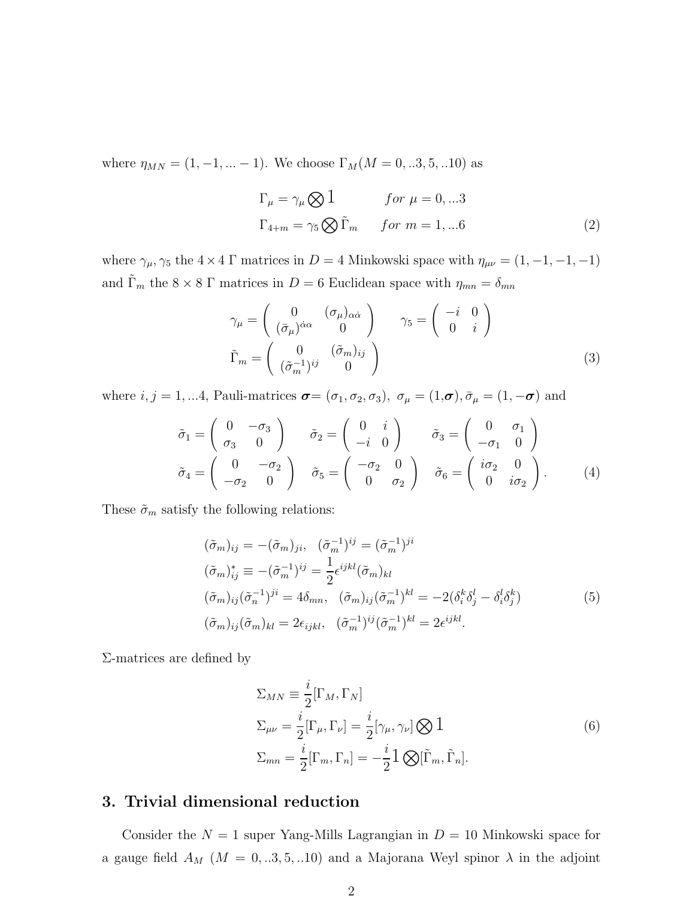where $\eta_{MN} = (1, -1, ... -1)$. We choose $\Gamma_M (M = 0, ..3, 5, ..10)$ as

$$
\begin{aligned}
\Gamma_\mu &= \gamma_\mu \bigotimes 1 \qquad\qquad for\ \mu = 0, ...3 \\
\Gamma_{4+m} &= \gamma_5 \bigotimes \tilde{\Gamma}_m \qquad for\ m = 1, ...6
\end{aligned}
\tag{2}
$$

where $\gamma_\mu, \gamma_5$ the $4 \times 4$ $\Gamma$ matrices in $D = 4$ Minkowski space with $\eta_{\mu\nu} = (1, -1, -1, -1)$ and $\tilde{\Gamma}_m$ the $8 \times 8$ $\Gamma$ matrices in $D = 6$ Euclidean space with $\eta_{mn} = \delta_{mn}$

$$
\begin{aligned}
\gamma_\mu &= \begin{pmatrix} 0 & (\sigma_\mu)_{\alpha\dot{\alpha}} \\ (\bar{\sigma}_\mu)^{\dot{\alpha}\alpha} & 0 \end{pmatrix} \qquad \gamma_5 = \begin{pmatrix} -i & 0 \\ 0 & i \end{pmatrix} \\
\tilde{\Gamma}_m &= \begin{pmatrix} 0 & (\tilde{\sigma}_m)_{ij} \\ (\tilde{\sigma}_m^{-1})^{ij} & 0 \end{pmatrix}
\end{aligned}
\tag{3}
$$

where $i, j = 1, ...4$, Pauli-matrices $\boldsymbol{\sigma} = (\sigma_1, \sigma_2, \sigma_3)$, $\sigma_\mu = (1, \boldsymbol{\sigma}), \bar{\sigma}_\mu = (1, -\boldsymbol{\sigma})$ and

$$
\begin{aligned}
\tilde{\sigma}_1 &= \begin{pmatrix} 0 & -\sigma_3 \\ \sigma_3 & 0 \end{pmatrix} \quad \tilde{\sigma}_2 = \begin{pmatrix} 0 & i \\ -i & 0 \end{pmatrix} \quad \tilde{\sigma}_3 = \begin{pmatrix} 0 & \sigma_1 \\ -\sigma_1 & 0 \end{pmatrix} \\
\tilde{\sigma}_4 &= \begin{pmatrix} 0 & -\sigma_2 \\ -\sigma_2 & 0 \end{pmatrix} \quad \tilde{\sigma}_5 = \begin{pmatrix} -\sigma_2 & 0 \\ 0 & \sigma_2 \end{pmatrix} \quad \tilde{\sigma}_6 = \begin{pmatrix} i\sigma_2 & 0 \\ 0 & i\sigma_2 \end{pmatrix}.
\end{aligned}
\tag{4}
$$

These $\tilde{\sigma}_m$ satisfy the following relations:

$$
\begin{aligned}
&(\tilde{\sigma}_m)_{ij} = -(\tilde{\sigma}_m)_{ji}, \quad (\tilde{\sigma}_m^{-1})^{ij} = (\tilde{\sigma}_m^{-1})^{ji} \\
&(\tilde{\sigma}_m)^*_{ij} \equiv -(\tilde{\sigma}_m^{-1})^{ij} = \frac{1}{2}\epsilon^{ijkl}(\tilde{\sigma}_m)_{kl} \\
&(\tilde{\sigma}_m)_{ij}(\tilde{\sigma}_n^{-1})^{ji} = 4\delta_{mn}, \quad (\tilde{\sigma}_m)_{ij}(\tilde{\sigma}_m^{-1})^{kl} = -2(\delta_i^k\delta_j^l - \delta_i^l\delta_j^k) \\
&(\tilde{\sigma}_m)_{ij}(\tilde{\sigma}_m)_{kl} = 2\epsilon_{ijkl}, \quad (\tilde{\sigma}_m^{-1})^{ij}(\tilde{\sigma}_m^{-1})^{kl} = 2\epsilon^{ijkl}.
\end{aligned}
\tag{5}
$$

$\Sigma$-matrices are defined by

$$
\begin{aligned}
\Sigma_{MN} &\equiv \frac{i}{2}[\Gamma_M, \Gamma_N] \\
\Sigma_{\mu\nu} &= \frac{i}{2}[\Gamma_\mu, \Gamma_\nu] = \frac{i}{2}[\gamma_\mu, \gamma_\nu] \bigotimes 1 \\
\Sigma_{mn} &= \frac{i}{2}[\Gamma_m, \Gamma_n] = -\frac{i}{2} 1 \bigotimes [\tilde{\Gamma}_m, \tilde{\Gamma}_n].
\end{aligned}
\tag{6}
$$

## 3. Trivial dimensional reduction

Consider the $N = 1$ super Yang-Mills Lagrangian in $D = 10$ Minkowski space for a gauge field $A_M$ $(M = 0, ..3, 5, ..10)$ and a Majorana Weyl spinor $\lambda$ in the adjoint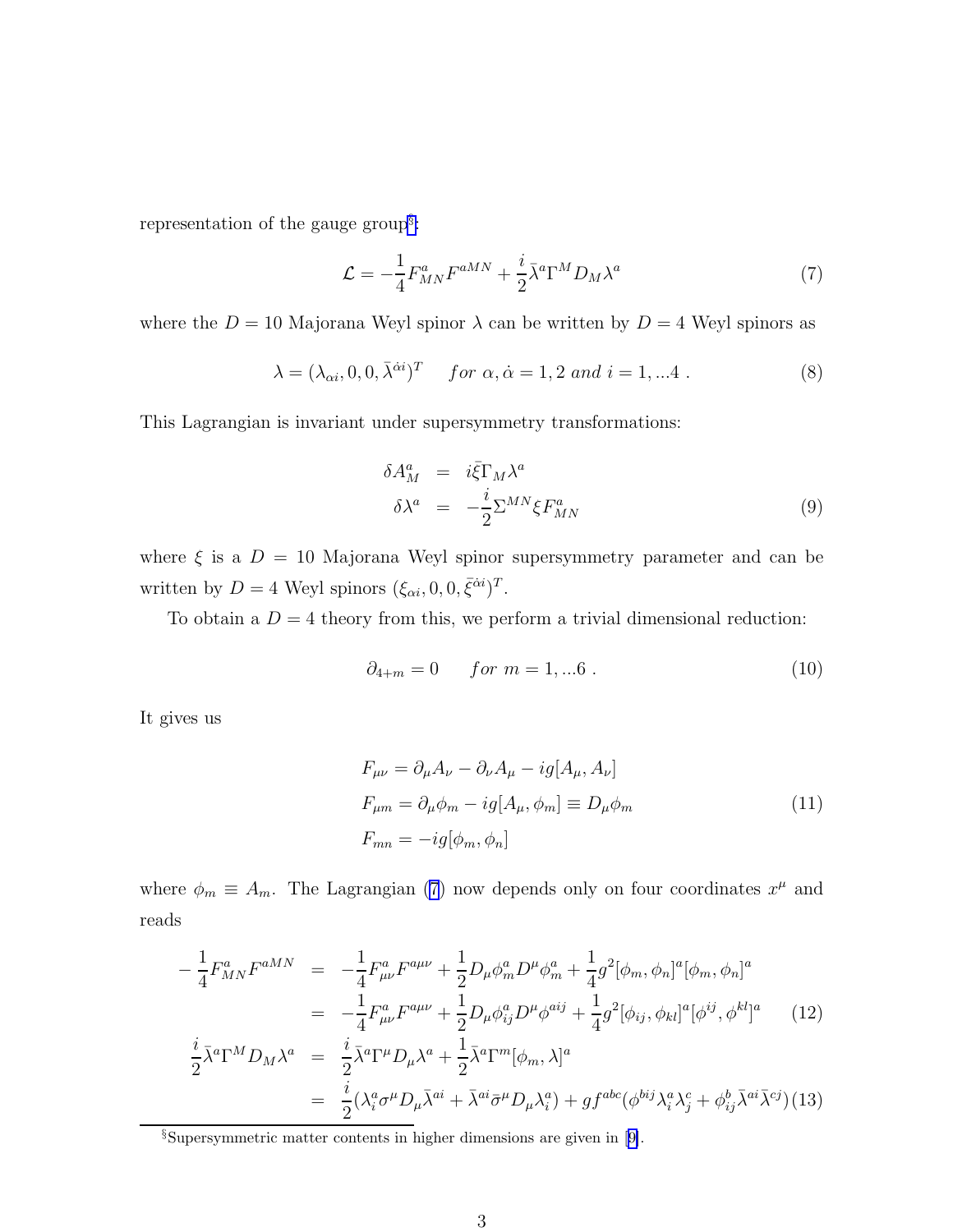representation of the gauge group[§]:

$$\mathcal{L} = -\frac{1}{4}F^a_{MN}F^{aMN} + \frac{i}{2}\bar{\lambda}^a\Gamma^M D_M\lambda^a \tag{7}$$

where the $D = 10$ Majorana Weyl spinor $\lambda$ can be written by $D = 4$ Weyl spinors as

$$\lambda = (\lambda_{\alpha i}, 0, 0, \bar{\lambda}^{\dot{\alpha} i})^T \quad for\ \alpha, \dot{\alpha} = 1, 2\ and\ i = 1, ...4\ . \tag{8}$$

This Lagrangian is invariant under supersymmetry transformations:

$$\begin{aligned} \delta A^a_M &= i\bar{\xi}\Gamma_M\lambda^a \\ \delta\lambda^a &= -\frac{i}{2}\Sigma^{MN}\xi F^a_{MN} \end{aligned} \tag{9}$$

where $\xi$ is a $D = 10$ Majorana Weyl spinor supersymmetry parameter and can be written by $D = 4$ Weyl spinors $(\xi_{\alpha i}, 0, 0, \bar{\xi}^{\dot{\alpha} i})^T$.

To obtain a $D = 4$ theory from this, we perform a trivial dimensional reduction:

$$\partial_{4+m} = 0 \qquad for\ m = 1, ...6\ . \tag{10}$$

It gives us

$$\begin{aligned} &F_{\mu\nu} = \partial_\mu A_\nu - \partial_\nu A_\mu - ig[A_\mu, A_\nu] \\ &F_{\mu m} = \partial_\mu \phi_m - ig[A_\mu, \phi_m] \equiv D_\mu\phi_m \\ &F_{mn} = -ig[\phi_m, \phi_n] \end{aligned} \tag{11}$$

where $\phi_m \equiv A_m$. The Lagrangian (7) now depends only on four coordinates $x^\mu$ and reads

$$\begin{aligned} -\frac{1}{4}F^a_{MN}F^{aMN} &= -\frac{1}{4}F^a_{\mu\nu}F^{a\mu\nu} + \frac{1}{2}D_\mu\phi^a_m D^\mu\phi^a_m + \frac{1}{4}g^2[\phi_m, \phi_n]^a[\phi_m, \phi_n]^a \\ &= -\frac{1}{4}F^a_{\mu\nu}F^{a\mu\nu} + \frac{1}{2}D_\mu\phi^a_{ij}D^\mu\phi^{aij} + \frac{1}{4}g^2[\phi_{ij}, \phi_{kl}]^a[\phi^{ij}, \phi^{kl}]^a \end{aligned} \tag{12}$$

$$\begin{aligned} \frac{i}{2}\bar{\lambda}^a\Gamma^M D_M\lambda^a &= \frac{i}{2}\bar{\lambda}^a\Gamma^\mu D_\mu\lambda^a + \frac{1}{2}\bar{\lambda}^a\Gamma^m[\phi_m, \lambda]^a \\ &= \frac{i}{2}(\lambda^a_i\sigma^\mu D_\mu\bar{\lambda}^{ai} + \bar{\lambda}^{ai}\bar{\sigma}^\mu D_\mu\lambda^a_i) + gf^{abc}(\phi^{bij}\lambda^a_i\lambda^c_j + \phi^b_{ij}\bar{\lambda}^{ai}\bar{\lambda}^{cj}) \end{aligned} \tag{13}$$

---

[§] Supersymmetric matter contents in higher dimensions are given in [9].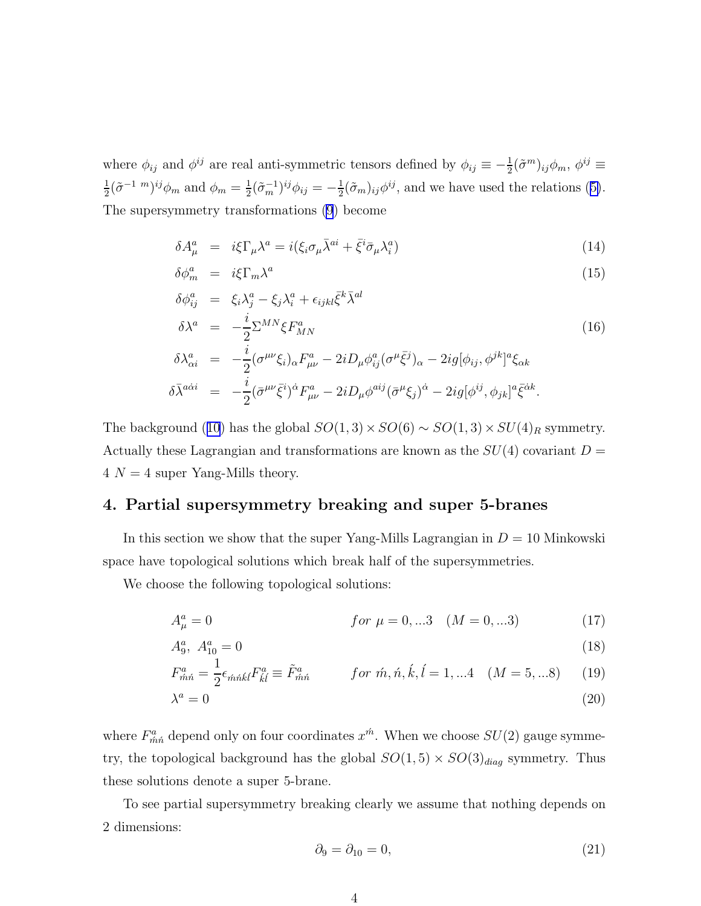where $\phi_{ij}$ and $\phi^{ij}$ are real anti-symmetric tensors defined by $\phi_{ij} \equiv -\frac{1}{2}(\tilde{\sigma}^m)_{ij}\phi_m$, $\phi^{ij} \equiv \frac{1}{2}(\tilde{\sigma}^{-1\ m})^{ij}\phi_m$ and $\phi_m = \frac{1}{2}(\tilde{\sigma}_m^{-1})^{ij}\phi_{ij} = -\frac{1}{2}(\tilde{\sigma}_m)_{ij}\phi^{ij}$, and we have used the relations (5). The supersymmetry transformations (9) become

$$
\begin{aligned}
\delta A^a_\mu &= i\xi\Gamma_\mu\lambda^a = i(\xi_i\sigma_\mu\bar{\lambda}^{ai} + \bar{\xi}^i\bar{\sigma}_\mu\lambda^a_i) &(14)\\
\delta\phi^a_m &= i\xi\Gamma_m\lambda^a &(15)\\
\delta\phi^a_{ij} &= \xi_i\lambda^a_j - \xi_j\lambda^a_i + \epsilon_{ijkl}\bar{\xi}^k\bar{\lambda}^{al} &\\
\delta\lambda^a &= -\frac{i}{2}\Sigma^{MN}\xi F^a_{MN} &(16)\\
\delta\lambda^a_{\alpha i} &= -\frac{i}{2}(\sigma^{\mu\nu}\xi_i)_\alpha F^a_{\mu\nu} - 2iD_\mu\phi^a_{ij}(\sigma^\mu\bar{\xi}^j)_\alpha - 2ig[\phi_{ij},\phi^{jk}]^a\xi_{\alpha k} &\\
\delta\bar{\lambda}^{a\dot{\alpha}i} &= -\frac{i}{2}(\bar{\sigma}^{\mu\nu}\bar{\xi}^i)^{\dot{\alpha}}F^a_{\mu\nu} - 2iD_\mu\phi^{aij}(\bar{\sigma}^\mu\xi_j)^{\dot{\alpha}} - 2ig[\phi^{ij},\phi_{jk}]^a\bar{\xi}^{\dot{\alpha}k}. &
\end{aligned}
$$

The background (10) has the global $SO(1,3)\times SO(6) \sim SO(1,3)\times SU(4)_R$ symmetry. Actually these Lagrangian and transformations are known as the $SU(4)$ covariant $D = 4$ $N = 4$ super Yang-Mills theory.

## 4. Partial supersymmetry breaking and super 5-branes

In this section we show that the super Yang-Mills Lagrangian in $D = 10$ Minkowski space have topological solutions which break half of the supersymmetries.

We choose the following topological solutions:

$$A^a_\mu = 0 \qquad for\ \mu = 0,...3 \quad (M = 0,...3) \tag{17}$$

$$A^a_9,\ A^a_{10} = 0 \tag{18}$$

$$F^a_{\acute{m}\acute{n}} = \frac{1}{2}\epsilon_{\acute{m}\acute{n}\acute{k}\acute{l}}F^a_{\acute{k}\acute{l}} \equiv \tilde{F}^a_{\acute{m}\acute{n}} \qquad for\ \acute{m},\acute{n},\acute{k},\acute{l} = 1,...4 \quad (M = 5,...8) \tag{19}$$

$$\lambda^a = 0 \tag{20}$$

where $F^a_{\acute{m}\acute{n}}$ depend only on four coordinates $x^{\acute{m}}$. When we choose $SU(2)$ gauge symmetry, the topological background has the global $SO(1,5)\times SO(3)_{diag}$ symmetry. Thus these solutions denote a super 5-brane.

To see partial supersymmetry breaking clearly we assume that nothing depends on 2 dimensions:

$$\partial_9 = \partial_{10} = 0, \tag{21}$$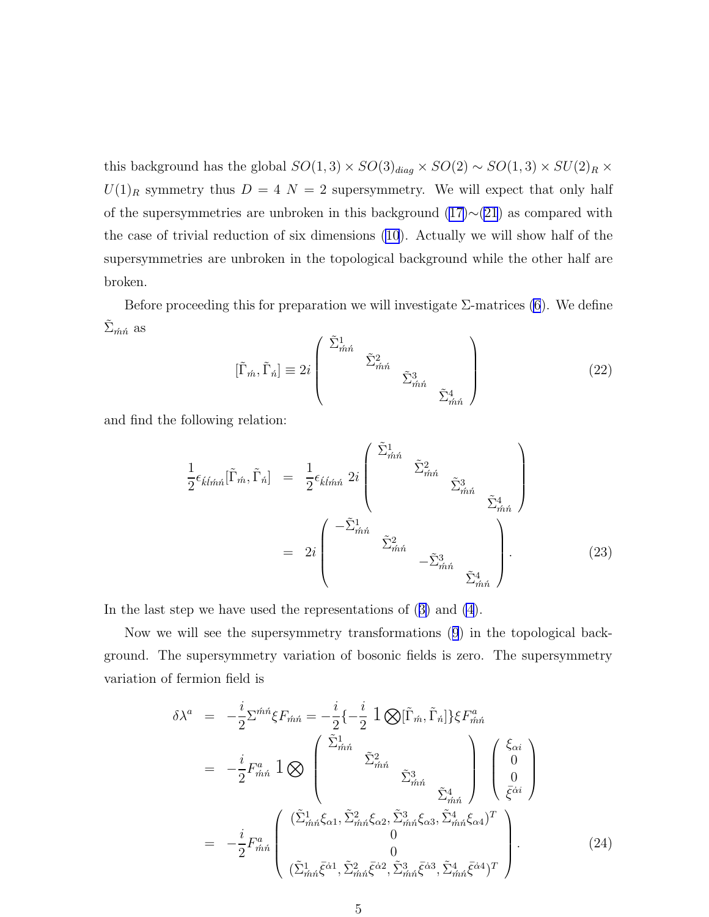this background has the global $SO(1,3) \times SO(3)_{diag} \times SO(2) \sim SO(1,3) \times SU(2)_R \times U(1)_R$ symmetry thus $D = 4$ $N = 2$ supersymmetry. We will expect that only half of the supersymmetries are unbroken in this background (17)∼(21) as compared with the case of trivial reduction of six dimensions (10). Actually we will show half of the supersymmetries are unbroken in the topological background while the other half are broken.

Before proceeding this for preparation we will investigate Σ-matrices (6). We define $\tilde{\Sigma}_{\acute{m}\acute{n}}$ as

$$
[\tilde{\Gamma}_{\acute{m}}, \tilde{\Gamma}_{\acute{n}}] \equiv 2i \begin{pmatrix} \tilde{\Sigma}^1_{\acute{m}\acute{n}} & & & \\ & \tilde{\Sigma}^2_{\acute{m}\acute{n}} & & \\ & & \tilde{\Sigma}^3_{\acute{m}\acute{n}} & \\ & & & \tilde{\Sigma}^4_{\acute{m}\acute{n}} \end{pmatrix} \tag{22}
$$

and find the following relation:

$$
\begin{aligned}
\frac{1}{2}\epsilon_{\acute{k}\acute{l}\acute{m}\acute{n}}[\tilde{\Gamma}_{\acute{m}}, \tilde{\Gamma}_{\acute{n}}] &= \frac{1}{2}\epsilon_{\acute{k}\acute{l}\acute{m}\acute{n}}\, 2i \begin{pmatrix} \tilde{\Sigma}^1_{\acute{m}\acute{n}} & & & \\ & \tilde{\Sigma}^2_{\acute{m}\acute{n}} & & \\ & & \tilde{\Sigma}^3_{\acute{m}\acute{n}} & \\ & & & \tilde{\Sigma}^4_{\acute{m}\acute{n}} \end{pmatrix} \\
&= 2i \begin{pmatrix} -\tilde{\Sigma}^1_{\acute{m}\acute{n}} & & & \\ & \tilde{\Sigma}^2_{\acute{m}\acute{n}} & & \\ & & -\tilde{\Sigma}^3_{\acute{m}\acute{n}} & \\ & & & \tilde{\Sigma}^4_{\acute{m}\acute{n}} \end{pmatrix}.
\end{aligned} \tag{23}
$$

In the last step we have used the representations of (3) and (4).

Now we will see the supersymmetry transformations (9) in the topological background. The supersymmetry variation of bosonic fields is zero. The supersymmetry variation of fermion field is

$$
\begin{aligned}
\delta\lambda^a &= -\frac{i}{2}\Sigma^{\acute{m}\acute{n}}\xi F_{\acute{m}\acute{n}} = -\frac{i}{2}\{-\frac{i}{2}\, 1 \bigotimes [\tilde{\Gamma}_{\acute{m}}, \tilde{\Gamma}_{\acute{n}}]\}\xi F^a_{\acute{m}\acute{n}} \\
&= -\frac{i}{2}F^a_{\acute{m}\acute{n}}\, 1 \bigotimes \begin{pmatrix} \tilde{\Sigma}^1_{\acute{m}\acute{n}} & & & \\ & \tilde{\Sigma}^2_{\acute{m}\acute{n}} & & \\ & & \tilde{\Sigma}^3_{\acute{m}\acute{n}} & \\ & & & \tilde{\Sigma}^4_{\acute{m}\acute{n}} \end{pmatrix} \begin{pmatrix} \xi_{\alpha i} \\ 0 \\ 0 \\ \bar{\xi}^{\dot{\alpha} i} \end{pmatrix} \\
&= -\frac{i}{2}F^a_{\acute{m}\acute{n}} \begin{pmatrix} (\tilde{\Sigma}^1_{\acute{m}\acute{n}}\xi_{\alpha 1}, \tilde{\Sigma}^2_{\acute{m}\acute{n}}\xi_{\alpha 2}, \tilde{\Sigma}^3_{\acute{m}\acute{n}}\xi_{\alpha 3}, \tilde{\Sigma}^4_{\acute{m}\acute{n}}\xi_{\alpha 4})^T \\ 0 \\ 0 \\ (\tilde{\Sigma}^1_{\acute{m}\acute{n}}\bar{\xi}^{\dot{\alpha} 1}, \tilde{\Sigma}^2_{\acute{m}\acute{n}}\bar{\xi}^{\dot{\alpha} 2}, \tilde{\Sigma}^3_{\acute{m}\acute{n}}\bar{\xi}^{\dot{\alpha} 3}, \tilde{\Sigma}^4_{\acute{m}\acute{n}}\bar{\xi}^{\dot{\alpha} 4})^T \end{pmatrix}.
\end{aligned} \tag{24}
$$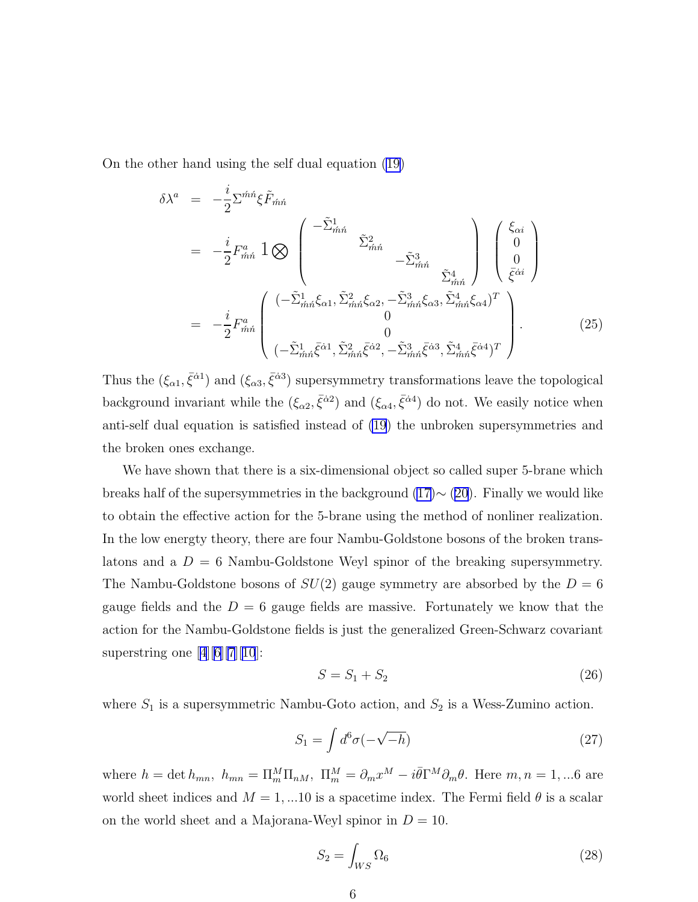On the other hand using the self dual equation (19)

$$
\begin{aligned}
\delta\lambda^a &= -\frac{i}{2}\Sigma^{\acute{m}\acute{n}}\xi\tilde{F}_{\acute{m}\acute{n}} \\
&= -\frac{i}{2}F^a_{\acute{m}\acute{n}}\ 1\bigotimes \begin{pmatrix} -\tilde{\Sigma}^1_{\acute{m}\acute{n}} & & & \\ & \tilde{\Sigma}^2_{\acute{m}\acute{n}} & & \\ & & -\tilde{\Sigma}^3_{\acute{m}\acute{n}} & \\ & & & \tilde{\Sigma}^4_{\acute{m}\acute{n}} \end{pmatrix} \begin{pmatrix} \xi_{\alpha i} \\ 0 \\ 0 \\ \bar{\xi}^{\dot{\alpha} i} \end{pmatrix} \\
&= -\frac{i}{2}F^a_{\acute{m}\acute{n}} \begin{pmatrix} (-\tilde{\Sigma}^1_{\acute{m}\acute{n}}\xi_{\alpha 1}, \tilde{\Sigma}^2_{\acute{m}\acute{n}}\xi_{\alpha 2}, -\tilde{\Sigma}^3_{\acute{m}\acute{n}}\xi_{\alpha 3}, \tilde{\Sigma}^4_{\acute{m}\acute{n}}\xi_{\alpha 4})^T \\ 0 \\ 0 \\ (-\tilde{\Sigma}^1_{\acute{m}\acute{n}}\bar{\xi}^{\dot{\alpha} 1}, \tilde{\Sigma}^2_{\acute{m}\acute{n}}\bar{\xi}^{\dot{\alpha} 2}, -\tilde{\Sigma}^3_{\acute{m}\acute{n}}\bar{\xi}^{\dot{\alpha} 3}, \tilde{\Sigma}^4_{\acute{m}\acute{n}}\bar{\xi}^{\dot{\alpha} 4})^T \end{pmatrix}.
\end{aligned} \tag{25}
$$

Thus the $(\xi_{\alpha 1}, \bar{\xi}^{\dot{\alpha}1})$ and $(\xi_{\alpha 3}, \bar{\xi}^{\dot{\alpha}3})$ supersymmetry transformations leave the topological background invariant while the $(\xi_{\alpha 2}, \bar{\xi}^{\dot{\alpha}2})$ and $(\xi_{\alpha 4}, \bar{\xi}^{\dot{\alpha}4})$ do not. We easily notice when anti-self dual equation is satisfied instead of (19) the unbroken supersymmetries and the broken ones exchange.

We have shown that there is a six-dimensional object so called super 5-brane which breaks half of the supersymmetries in the background (17)$\sim$ (20). Finally we would like to obtain the effective action for the 5-brane using the method of nonliner realization. In the low energty theory, there are four Nambu-Goldstone bosons of the broken translatons and a $D = 6$ Nambu-Goldstone Weyl spinor of the breaking supersymmetry. The Nambu-Goldstone bosons of $SU(2)$ gauge symmetry are absorbed by the $D = 6$ gauge fields and the $D = 6$ gauge fields are massive. Fortunately we know that the action for the Nambu-Goldstone fields is just the generalized Green-Schwarz covariant superstring one [4][6][7][10]:

$$S = S_1 + S_2 \tag{26}$$

where $S_1$ is a supersymmetric Nambu-Goto action, and $S_2$ is a Wess-Zumino action.

$$S_1 = \int d^6\sigma(-\sqrt{-h}) \tag{27}$$

where $h = \det h_{mn},\ h_{mn} = \Pi^M_m \Pi_{nM},\ \Pi^M_m = \partial_m x^M - i\bar{\theta}\Gamma^M\partial_m\theta$. Here $m, n = 1, ...6$ are world sheet indices and $M = 1, ...10$ is a spacetime index. The Fermi field $\theta$ is a scalar on the world sheet and a Majorana-Weyl spinor in $D = 10$.

$$S_2 = \int_{WS} \Omega_6 \tag{28}$$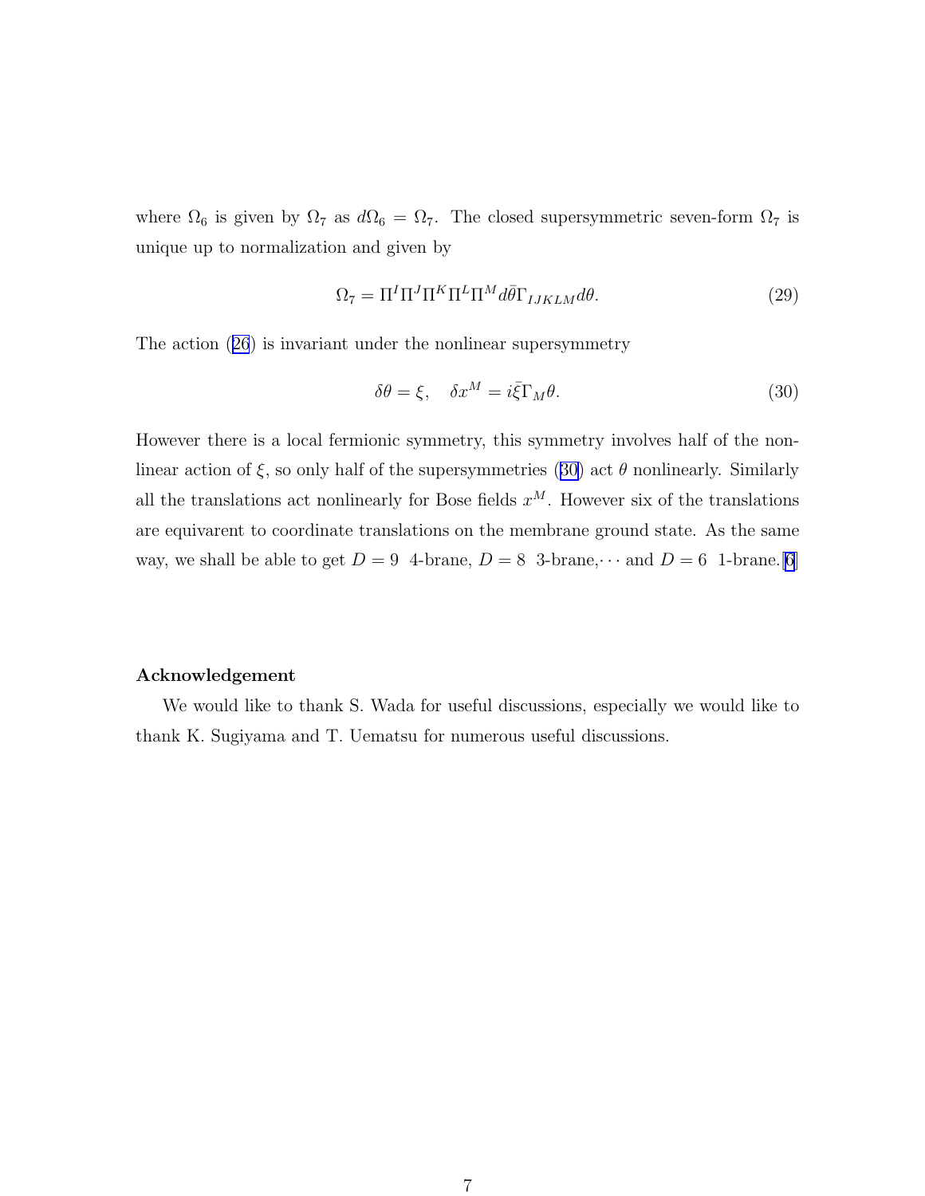where $\Omega_6$ is given by $\Omega_7$ as $d\Omega_6 = \Omega_7$. The closed supersymmetric seven-form $\Omega_7$ is unique up to normalization and given by

$$\Omega_7 = \Pi^I \Pi^J \Pi^K \Pi^L \Pi^M d\bar{\theta} \Gamma_{IJKLM} d\theta. \tag{29}$$

The action (26) is invariant under the nonlinear supersymmetry

$$\delta\theta = \xi, \quad \delta x^M = i\bar{\xi}\Gamma_M \theta. \tag{30}$$

However there is a local fermionic symmetry, this symmetry involves half of the nonlinear action of $\xi$, so only half of the supersymmetries (30) act $\theta$ nonlinearly. Similarly all the translations act nonlinearly for Bose fields $x^M$. However six of the translations are equivarent to coordinate translations on the membrane ground state. As the same way, we shall be able to get $D = 9$ 4-brane, $D = 8$ 3-brane,$\cdots$ and $D = 6$ 1-brane.[6]

**Acknowledgement**

We would like to thank S. Wada for useful discussions, especially we would like to thank K. Sugiyama and T. Uematsu for numerous useful discussions.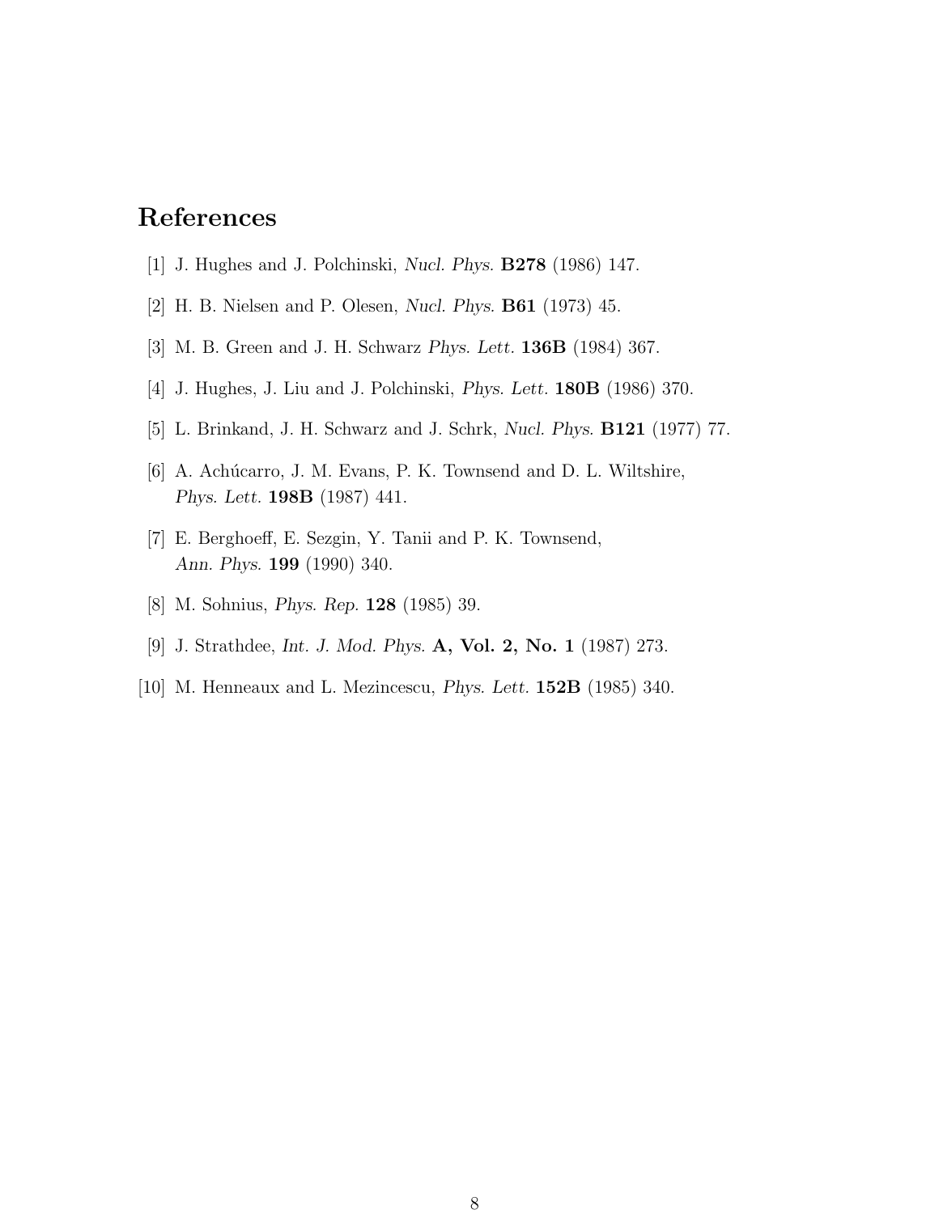# References

[1] J. Hughes and J. Polchinski, *Nucl. Phys.* **B278** (1986) 147.

[2] H. B. Nielsen and P. Olesen, *Nucl. Phys.* **B61** (1973) 45.

[3] M. B. Green and J. H. Schwarz *Phys. Lett.* **136B** (1984) 367.

[4] J. Hughes, J. Liu and J. Polchinski, *Phys. Lett.* **180B** (1986) 370.

[5] L. Brinkand, J. H. Schwarz and J. Schrk, *Nucl. Phys.* **B121** (1977) 77.

[6] A. Achúcarro, J. M. Evans, P. K. Townsend and D. L. Wiltshire, *Phys. Lett.* **198B** (1987) 441.

[7] E. Berghoeff, E. Sezgin, Y. Tanii and P. K. Townsend, *Ann. Phys.* **199** (1990) 340.

[8] M. Sohnius, *Phys. Rep.* **128** (1985) 39.

[9] J. Strathdee, *Int. J. Mod. Phys.* **A, Vol. 2, No. 1** (1987) 273.

[10] M. Henneaux and L. Mezincescu, *Phys. Lett.* **152B** (1985) 340.